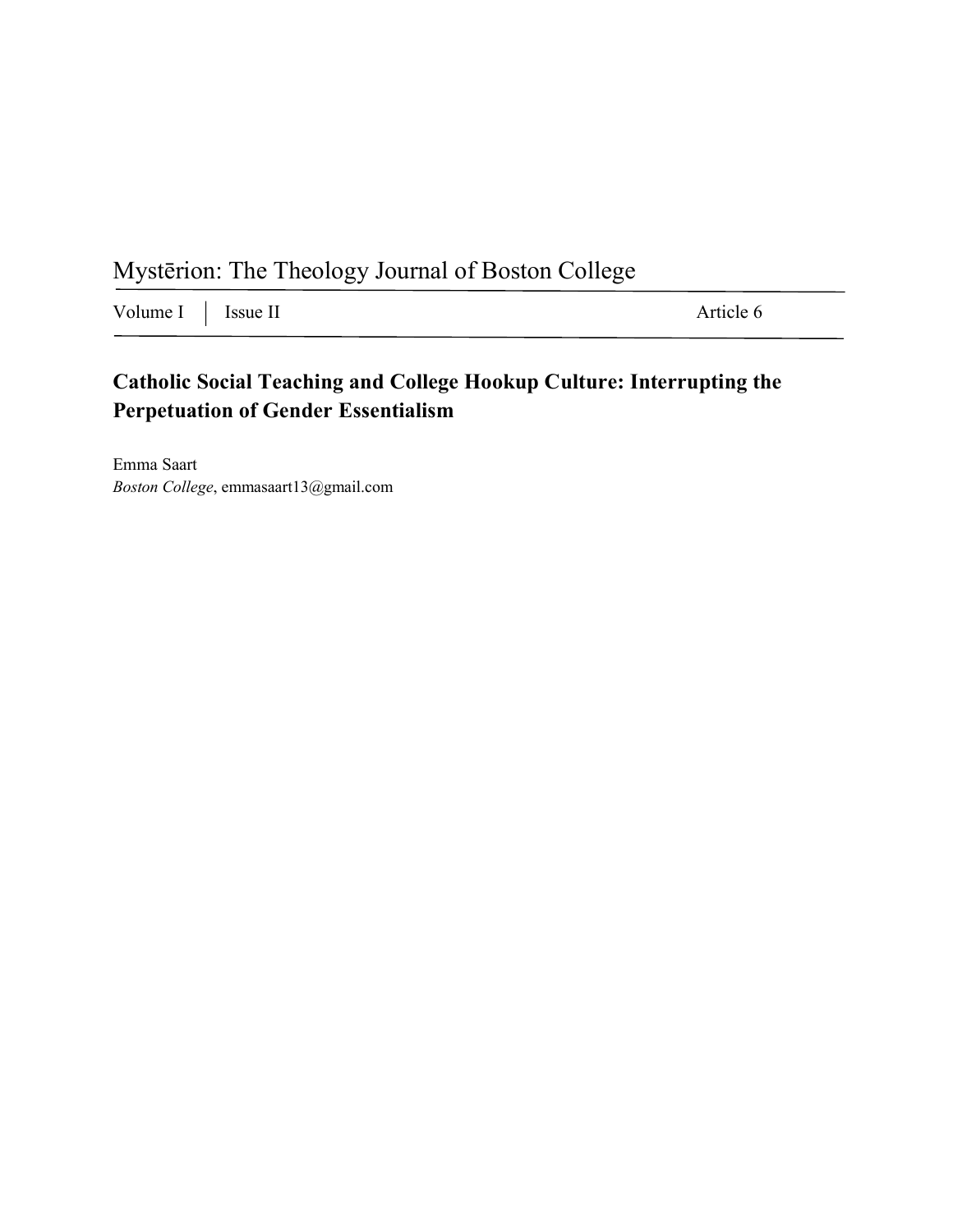Mystērion: The Theology Journal of Boston College

Volume I | Issue II | Article 6

# Catholic Social Teaching and College Hookup Culture: Interrupting the Perpetuation of Gender Essentialism

Emma Saart
*Boston College*, emmasaart13@gmail.com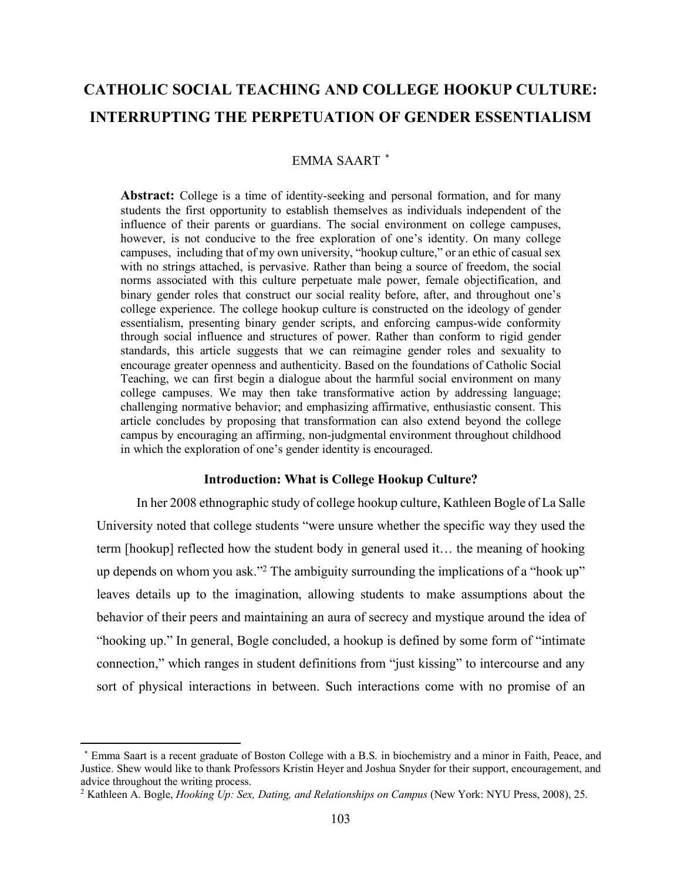# CATHOLIC SOCIAL TEACHING AND COLLEGE HOOKUP CULTURE: INTERRUPTING THE PERPETUATION OF GENDER ESSENTIALISM

EMMA SAART [*]

**Abstract:** College is a time of identity-seeking and personal formation, and for many students the first opportunity to establish themselves as individuals independent of the influence of their parents or guardians. The social environment on college campuses, however, is not conducive to the free exploration of one's identity. On many college campuses, including that of my own university, "hookup culture," or an ethic of casual sex with no strings attached, is pervasive. Rather than being a source of freedom, the social norms associated with this culture perpetuate male power, female objectification, and binary gender roles that construct our social reality before, after, and throughout one's college experience. The college hookup culture is constructed on the ideology of gender essentialism, presenting binary gender scripts, and enforcing campus-wide conformity through social influence and structures of power. Rather than conform to rigid gender standards, this article suggests that we can reimagine gender roles and sexuality to encourage greater openness and authenticity. Based on the foundations of Catholic Social Teaching, we can first begin a dialogue about the harmful social environment on many college campuses. We may then take transformative action by addressing language; challenging normative behavior; and emphasizing affirmative, enthusiastic consent. This article concludes by proposing that transformation can also extend beyond the college campus by encouraging an affirming, non-judgmental environment throughout childhood in which the exploration of one's gender identity is encouraged.

## Introduction: What is College Hookup Culture?

In her 2008 ethnographic study of college hookup culture, Kathleen Bogle of La Salle University noted that college students "were unsure whether the specific way they used the term [hookup] reflected how the student body in general used it… the meaning of hooking up depends on whom you ask."[2] The ambiguity surrounding the implications of a "hook up" leaves details up to the imagination, allowing students to make assumptions about the behavior of their peers and maintaining an aura of secrecy and mystique around the idea of "hooking up." In general, Bogle concluded, a hookup is defined by some form of "intimate connection," which ranges in student definitions from "just kissing" to intercourse and any sort of physical interactions in between. Such interactions come with no promise of an

---

[*] Emma Saart is a recent graduate of Boston College with a B.S. in biochemistry and a minor in Faith, Peace, and Justice. Shew would like to thank Professors Kristin Heyer and Joshua Snyder for their support, encouragement, and advice throughout the writing process.

[2] Kathleen A. Bogle, *Hooking Up: Sex, Dating, and Relationships on Campus* (New York: NYU Press, 2008), 25.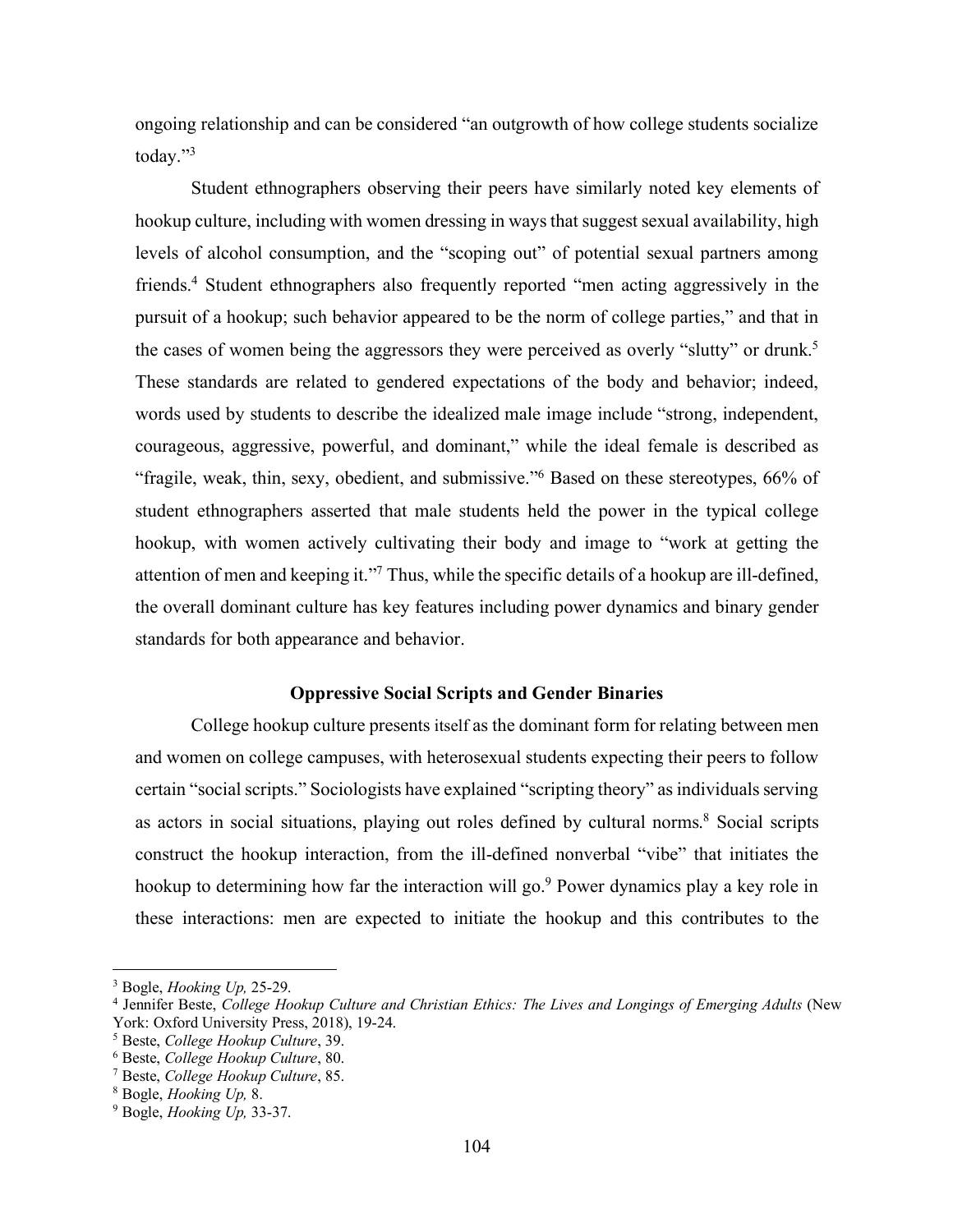ongoing relationship and can be considered "an outgrowth of how college students socialize today."[3]

Student ethnographers observing their peers have similarly noted key elements of hookup culture, including with women dressing in ways that suggest sexual availability, high levels of alcohol consumption, and the "scoping out" of potential sexual partners among friends.[4] Student ethnographers also frequently reported "men acting aggressively in the pursuit of a hookup; such behavior appeared to be the norm of college parties," and that in the cases of women being the aggressors they were perceived as overly "slutty" or drunk.[5] These standards are related to gendered expectations of the body and behavior; indeed, words used by students to describe the idealized male image include "strong, independent, courageous, aggressive, powerful, and dominant," while the ideal female is described as "fragile, weak, thin, sexy, obedient, and submissive."[6] Based on these stereotypes, 66% of student ethnographers asserted that male students held the power in the typical college hookup, with women actively cultivating their body and image to "work at getting the attention of men and keeping it."[7] Thus, while the specific details of a hookup are ill-defined, the overall dominant culture has key features including power dynamics and binary gender standards for both appearance and behavior.

## Oppressive Social Scripts and Gender Binaries

College hookup culture presents itself as the dominant form for relating between men and women on college campuses, with heterosexual students expecting their peers to follow certain "social scripts." Sociologists have explained "scripting theory" as individuals serving as actors in social situations, playing out roles defined by cultural norms.[8] Social scripts construct the hookup interaction, from the ill-defined nonverbal "vibe" that initiates the hookup to determining how far the interaction will go.[9] Power dynamics play a key role in these interactions: men are expected to initiate the hookup and this contributes to the

---

[3] Bogle, *Hooking Up,* 25-29.

[4] Jennifer Beste, *College Hookup Culture and Christian Ethics: The Lives and Longings of Emerging Adults* (New York: Oxford University Press, 2018), 19-24.

[5] Beste, *College Hookup Culture*, 39.

[6] Beste, *College Hookup Culture*, 80.

[7] Beste, *College Hookup Culture*, 85.

[8] Bogle, *Hooking Up,* 8.

[9] Bogle, *Hooking Up,* 33-37.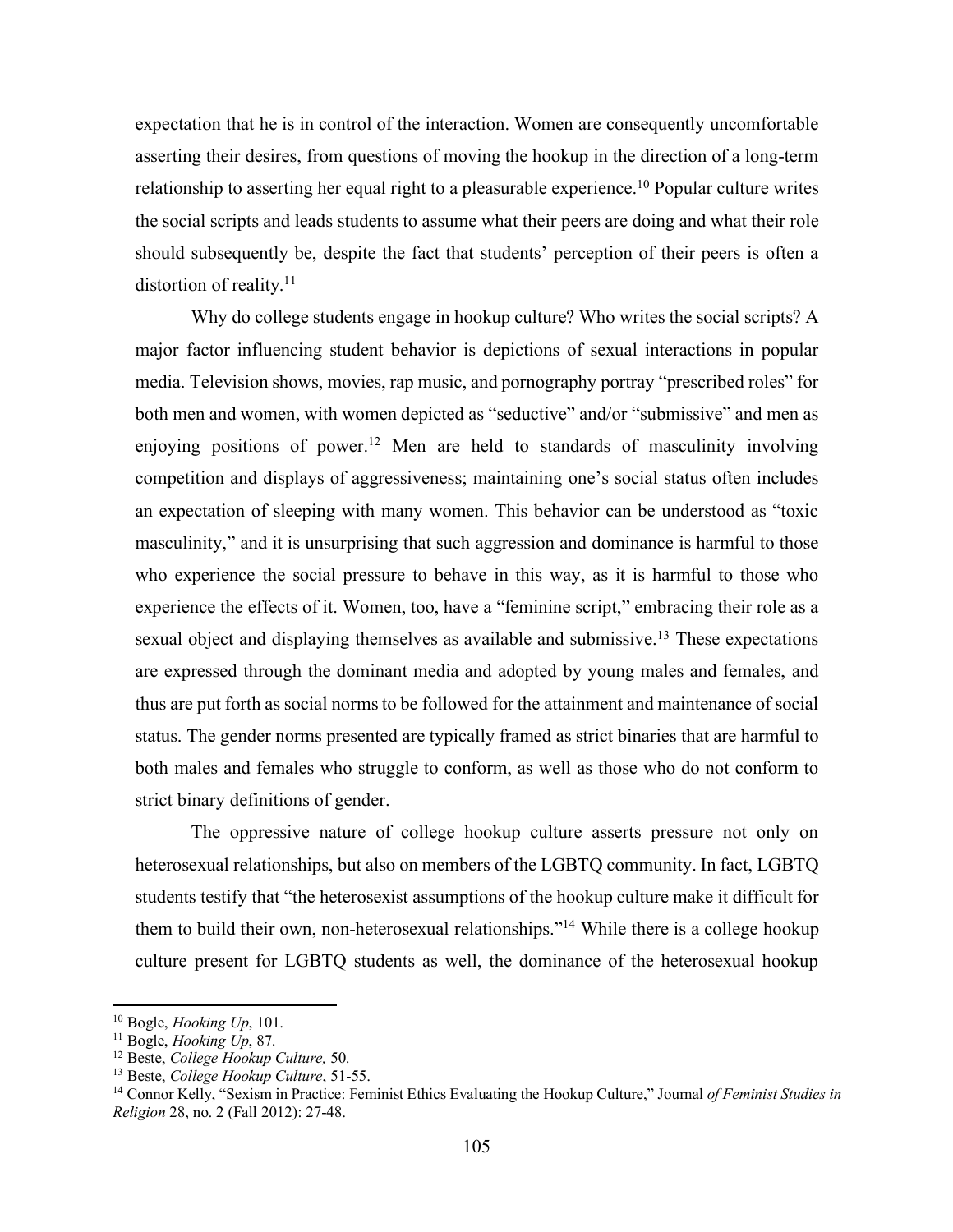expectation that he is in control of the interaction. Women are consequently uncomfortable asserting their desires, from questions of moving the hookup in the direction of a long-term relationship to asserting her equal right to a pleasurable experience.[10] Popular culture writes the social scripts and leads students to assume what their peers are doing and what their role should subsequently be, despite the fact that students' perception of their peers is often a distortion of reality.[11]

Why do college students engage in hookup culture? Who writes the social scripts? A major factor influencing student behavior is depictions of sexual interactions in popular media. Television shows, movies, rap music, and pornography portray "prescribed roles" for both men and women, with women depicted as "seductive" and/or "submissive" and men as enjoying positions of power.[12] Men are held to standards of masculinity involving competition and displays of aggressiveness; maintaining one's social status often includes an expectation of sleeping with many women. This behavior can be understood as "toxic masculinity," and it is unsurprising that such aggression and dominance is harmful to those who experience the social pressure to behave in this way, as it is harmful to those who experience the effects of it. Women, too, have a "feminine script," embracing their role as a sexual object and displaying themselves as available and submissive.[13] These expectations are expressed through the dominant media and adopted by young males and females, and thus are put forth as social norms to be followed for the attainment and maintenance of social status. The gender norms presented are typically framed as strict binaries that are harmful to both males and females who struggle to conform, as well as those who do not conform to strict binary definitions of gender.

The oppressive nature of college hookup culture asserts pressure not only on heterosexual relationships, but also on members of the LGBTQ community. In fact, LGBTQ students testify that "the heterosexist assumptions of the hookup culture make it difficult for them to build their own, non-heterosexual relationships."[14] While there is a college hookup culture present for LGBTQ students as well, the dominance of the heterosexual hookup

---

[10] Bogle, *Hooking Up*, 101.

[11] Bogle, *Hooking Up*, 87.

[12] Beste, *College Hookup Culture,* 50.

[13] Beste, *College Hookup Culture*, 51-55.

[14] Connor Kelly, "Sexism in Practice: Feminist Ethics Evaluating the Hookup Culture," Journal *of Feminist Studies in Religion* 28, no. 2 (Fall 2012): 27-48.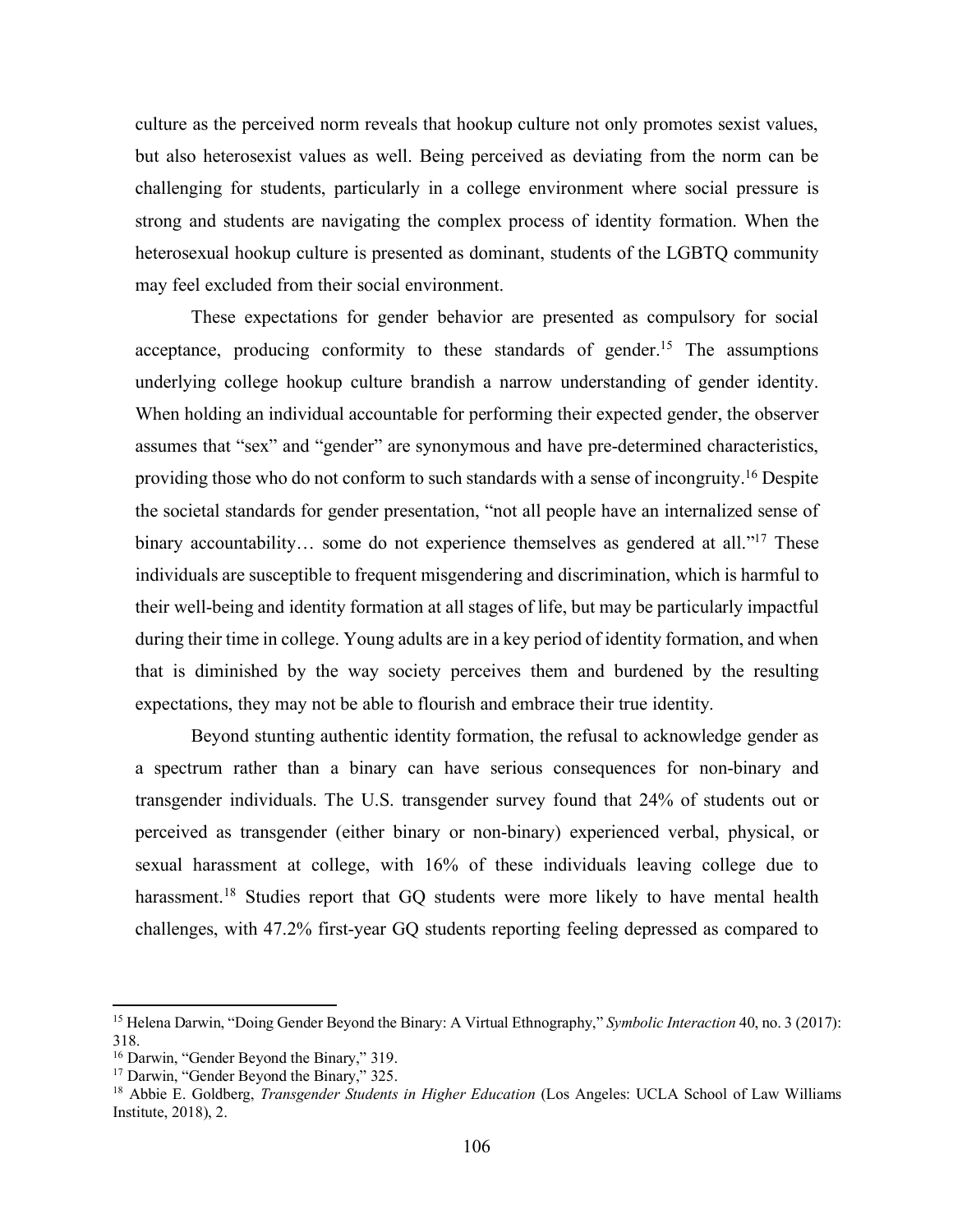culture as the perceived norm reveals that hookup culture not only promotes sexist values, but also heterosexist values as well. Being perceived as deviating from the norm can be challenging for students, particularly in a college environment where social pressure is strong and students are navigating the complex process of identity formation. When the heterosexual hookup culture is presented as dominant, students of the LGBTQ community may feel excluded from their social environment.

These expectations for gender behavior are presented as compulsory for social acceptance, producing conformity to these standards of gender.[15] The assumptions underlying college hookup culture brandish a narrow understanding of gender identity. When holding an individual accountable for performing their expected gender, the observer assumes that "sex" and "gender" are synonymous and have pre-determined characteristics, providing those who do not conform to such standards with a sense of incongruity.[16] Despite the societal standards for gender presentation, "not all people have an internalized sense of binary accountability… some do not experience themselves as gendered at all."[17] These individuals are susceptible to frequent misgendering and discrimination, which is harmful to their well-being and identity formation at all stages of life, but may be particularly impactful during their time in college. Young adults are in a key period of identity formation, and when that is diminished by the way society perceives them and burdened by the resulting expectations, they may not be able to flourish and embrace their true identity.

Beyond stunting authentic identity formation, the refusal to acknowledge gender as a spectrum rather than a binary can have serious consequences for non-binary and transgender individuals. The U.S. transgender survey found that 24% of students out or perceived as transgender (either binary or non-binary) experienced verbal, physical, or sexual harassment at college, with 16% of these individuals leaving college due to harassment.[18] Studies report that GQ students were more likely to have mental health challenges, with 47.2% first-year GQ students reporting feeling depressed as compared to

---

[15] Helena Darwin, "Doing Gender Beyond the Binary: A Virtual Ethnography," *Symbolic Interaction* 40, no. 3 (2017): 318.

[16] Darwin, "Gender Beyond the Binary," 319.

[17] Darwin, "Gender Beyond the Binary," 325.

[18] Abbie E. Goldberg, *Transgender Students in Higher Education* (Los Angeles: UCLA School of Law Williams Institute, 2018), 2.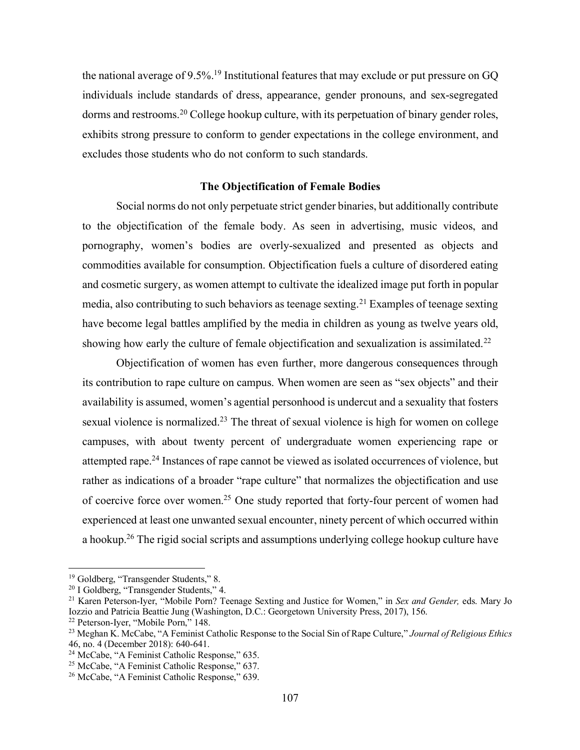the national average of 9.5%.[19] Institutional features that may exclude or put pressure on GQ individuals include standards of dress, appearance, gender pronouns, and sex-segregated dorms and restrooms.[20] College hookup culture, with its perpetuation of binary gender roles, exhibits strong pressure to conform to gender expectations in the college environment, and excludes those students who do not conform to such standards.

### The Objectification of Female Bodies

Social norms do not only perpetuate strict gender binaries, but additionally contribute to the objectification of the female body. As seen in advertising, music videos, and pornography, women's bodies are overly-sexualized and presented as objects and commodities available for consumption. Objectification fuels a culture of disordered eating and cosmetic surgery, as women attempt to cultivate the idealized image put forth in popular media, also contributing to such behaviors as teenage sexting.[21] Examples of teenage sexting have become legal battles amplified by the media in children as young as twelve years old, showing how early the culture of female objectification and sexualization is assimilated.[22]

Objectification of women has even further, more dangerous consequences through its contribution to rape culture on campus. When women are seen as "sex objects" and their availability is assumed, women's agential personhood is undercut and a sexuality that fosters sexual violence is normalized.[23] The threat of sexual violence is high for women on college campuses, with about twenty percent of undergraduate women experiencing rape or attempted rape.[24] Instances of rape cannot be viewed as isolated occurrences of violence, but rather as indications of a broader "rape culture" that normalizes the objectification and use of coercive force over women.[25] One study reported that forty-four percent of women had experienced at least one unwanted sexual encounter, ninety percent of which occurred within a hookup.[26] The rigid social scripts and assumptions underlying college hookup culture have

---

[19] Goldberg, "Transgender Students," 8.

[20] I Goldberg, "Transgender Students," 4.

[21] Karen Peterson-Iyer, "Mobile Porn? Teenage Sexting and Justice for Women," in *Sex and Gender,* eds. Mary Jo Iozzio and Patricia Beattie Jung (Washington, D.C.: Georgetown University Press, 2017), 156.

[22] Peterson-Iyer, "Mobile Porn," 148.

[23] Meghan K. McCabe, "A Feminist Catholic Response to the Social Sin of Rape Culture," *Journal of Religious Ethics* 46, no. 4 (December 2018): 640-641.

[24] McCabe, "A Feminist Catholic Response," 635.

[25] McCabe, "A Feminist Catholic Response," 637.

[26] McCabe, "A Feminist Catholic Response," 639.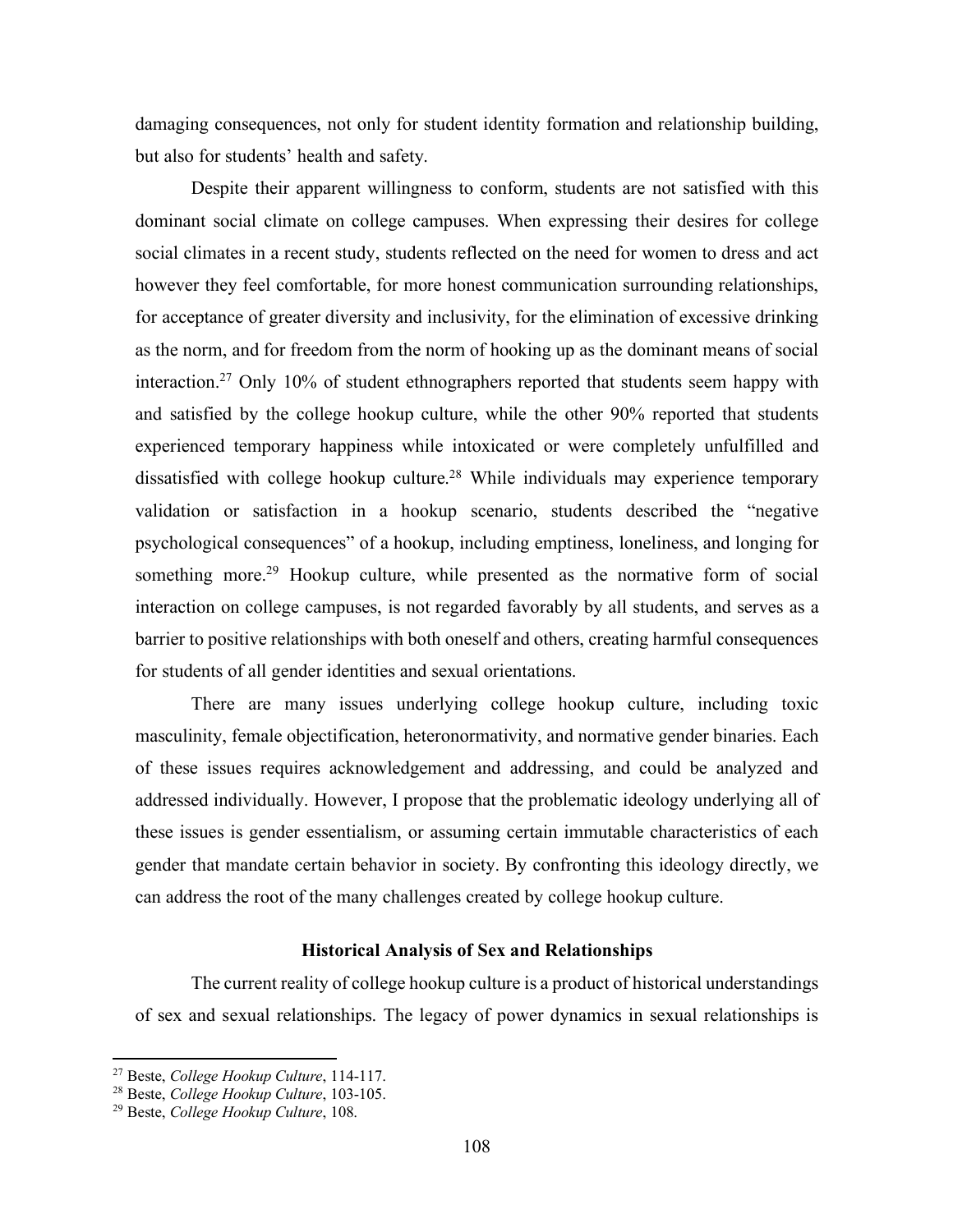damaging consequences, not only for student identity formation and relationship building, but also for students' health and safety.

Despite their apparent willingness to conform, students are not satisfied with this dominant social climate on college campuses. When expressing their desires for college social climates in a recent study, students reflected on the need for women to dress and act however they feel comfortable, for more honest communication surrounding relationships, for acceptance of greater diversity and inclusivity, for the elimination of excessive drinking as the norm, and for freedom from the norm of hooking up as the dominant means of social interaction.[27] Only 10% of student ethnographers reported that students seem happy with and satisfied by the college hookup culture, while the other 90% reported that students experienced temporary happiness while intoxicated or were completely unfulfilled and dissatisfied with college hookup culture.[28] While individuals may experience temporary validation or satisfaction in a hookup scenario, students described the "negative psychological consequences" of a hookup, including emptiness, loneliness, and longing for something more.[29] Hookup culture, while presented as the normative form of social interaction on college campuses, is not regarded favorably by all students, and serves as a barrier to positive relationships with both oneself and others, creating harmful consequences for students of all gender identities and sexual orientations.

There are many issues underlying college hookup culture, including toxic masculinity, female objectification, heteronormativity, and normative gender binaries. Each of these issues requires acknowledgement and addressing, and could be analyzed and addressed individually. However, I propose that the problematic ideology underlying all of these issues is gender essentialism, or assuming certain immutable characteristics of each gender that mandate certain behavior in society. By confronting this ideology directly, we can address the root of the many challenges created by college hookup culture.

### Historical Analysis of Sex and Relationships

The current reality of college hookup culture is a product of historical understandings of sex and sexual relationships. The legacy of power dynamics in sexual relationships is

---

[27] Beste, *College Hookup Culture*, 114-117.

[28] Beste, *College Hookup Culture*, 103-105.

[29] Beste, *College Hookup Culture*, 108.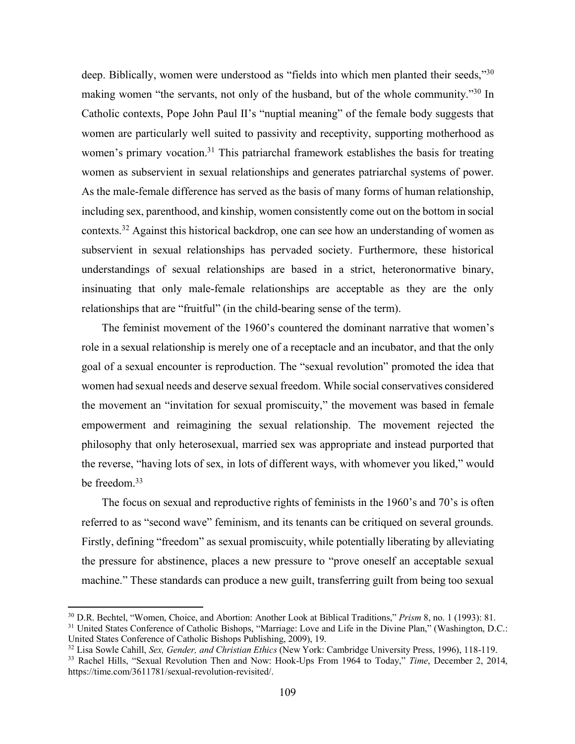deep. Biblically, women were understood as "fields into which men planted their seeds,"[30] making women "the servants, not only of the husband, but of the whole community."[30] In Catholic contexts, Pope John Paul II's "nuptial meaning" of the female body suggests that women are particularly well suited to passivity and receptivity, supporting motherhood as women's primary vocation.[31] This patriarchal framework establishes the basis for treating women as subservient in sexual relationships and generates patriarchal systems of power. As the male-female difference has served as the basis of many forms of human relationship, including sex, parenthood, and kinship, women consistently come out on the bottom in social contexts.[32] Against this historical backdrop, one can see how an understanding of women as subservient in sexual relationships has pervaded society. Furthermore, these historical understandings of sexual relationships are based in a strict, heteronormative binary, insinuating that only male-female relationships are acceptable as they are the only relationships that are "fruitful" (in the child-bearing sense of the term).

The feminist movement of the 1960's countered the dominant narrative that women's role in a sexual relationship is merely one of a receptacle and an incubator, and that the only goal of a sexual encounter is reproduction. The "sexual revolution" promoted the idea that women had sexual needs and deserve sexual freedom. While social conservatives considered the movement an "invitation for sexual promiscuity," the movement was based in female empowerment and reimagining the sexual relationship. The movement rejected the philosophy that only heterosexual, married sex was appropriate and instead purported that the reverse, "having lots of sex, in lots of different ways, with whomever you liked," would be freedom.[33]

The focus on sexual and reproductive rights of feminists in the 1960's and 70's is often referred to as "second wave" feminism, and its tenants can be critiqued on several grounds. Firstly, defining "freedom" as sexual promiscuity, while potentially liberating by alleviating the pressure for abstinence, places a new pressure to "prove oneself an acceptable sexual machine." These standards can produce a new guilt, transferring guilt from being too sexual

---

[30] D.R. Bechtel, "Women, Choice, and Abortion: Another Look at Biblical Traditions," *Prism* 8, no. 1 (1993): 81.

[31] United States Conference of Catholic Bishops, "Marriage: Love and Life in the Divine Plan," (Washington, D.C.: United States Conference of Catholic Bishops Publishing, 2009), 19.

[32] Lisa Sowle Cahill, *Sex, Gender, and Christian Ethics* (New York: Cambridge University Press, 1996), 118-119.

[33] Rachel Hills, "Sexual Revolution Then and Now: Hook-Ups From 1964 to Today," *Time*, December 2, 2014, https://time.com/3611781/sexual-revolution-revisited/.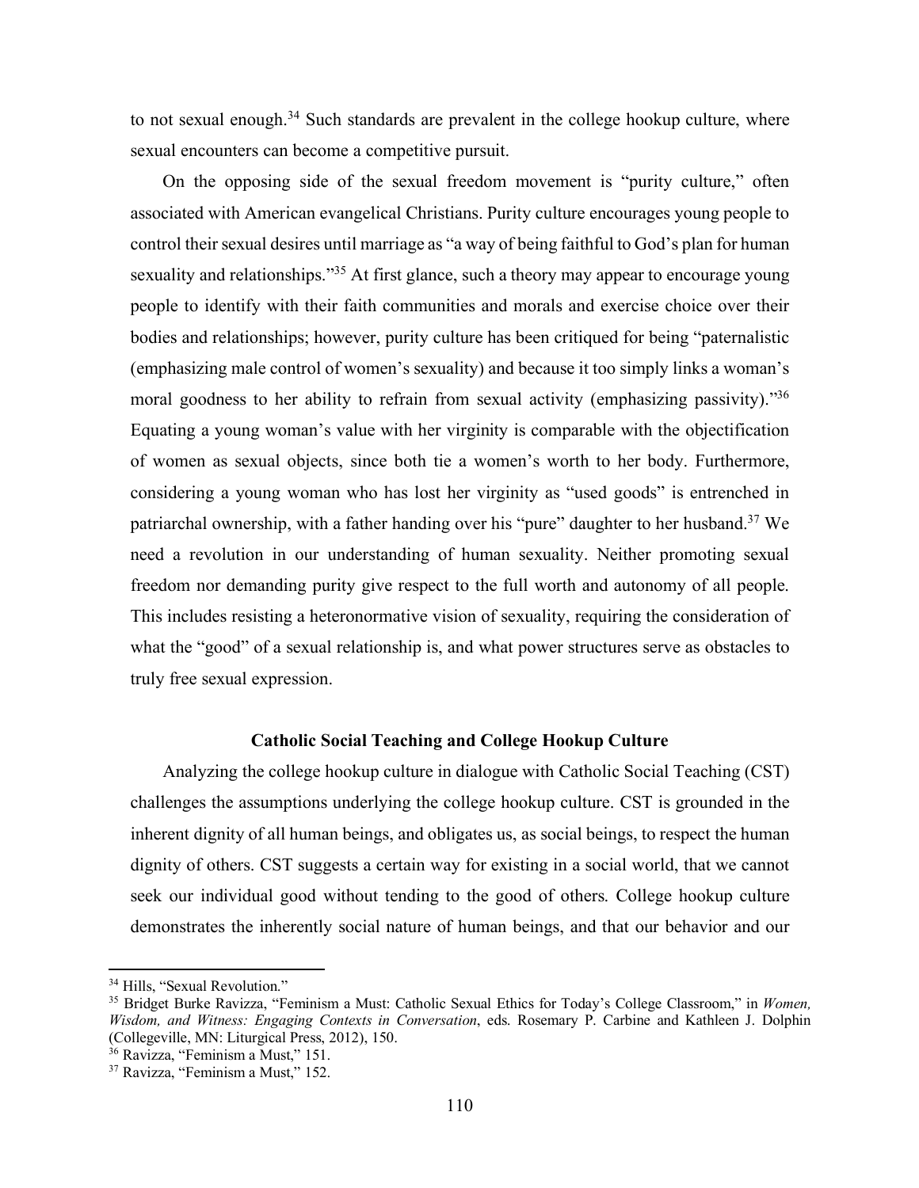to not sexual enough.[34] Such standards are prevalent in the college hookup culture, where sexual encounters can become a competitive pursuit.

On the opposing side of the sexual freedom movement is "purity culture," often associated with American evangelical Christians. Purity culture encourages young people to control their sexual desires until marriage as "a way of being faithful to God's plan for human sexuality and relationships."[35] At first glance, such a theory may appear to encourage young people to identify with their faith communities and morals and exercise choice over their bodies and relationships; however, purity culture has been critiqued for being "paternalistic (emphasizing male control of women's sexuality) and because it too simply links a woman's moral goodness to her ability to refrain from sexual activity (emphasizing passivity)."[36] Equating a young woman's value with her virginity is comparable with the objectification of women as sexual objects, since both tie a women's worth to her body. Furthermore, considering a young woman who has lost her virginity as "used goods" is entrenched in patriarchal ownership, with a father handing over his "pure" daughter to her husband.[37] We need a revolution in our understanding of human sexuality. Neither promoting sexual freedom nor demanding purity give respect to the full worth and autonomy of all people. This includes resisting a heteronormative vision of sexuality, requiring the consideration of what the "good" of a sexual relationship is, and what power structures serve as obstacles to truly free sexual expression.

### Catholic Social Teaching and College Hookup Culture

Analyzing the college hookup culture in dialogue with Catholic Social Teaching (CST) challenges the assumptions underlying the college hookup culture. CST is grounded in the inherent dignity of all human beings, and obligates us, as social beings, to respect the human dignity of others. CST suggests a certain way for existing in a social world, that we cannot seek our individual good without tending to the good of others. College hookup culture demonstrates the inherently social nature of human beings, and that our behavior and our

---

[34] Hills, "Sexual Revolution."

[35] Bridget Burke Ravizza, "Feminism a Must: Catholic Sexual Ethics for Today's College Classroom," in *Women, Wisdom, and Witness: Engaging Contexts in Conversation*, eds. Rosemary P. Carbine and Kathleen J. Dolphin (Collegeville, MN: Liturgical Press, 2012), 150.

[36] Ravizza, "Feminism a Must," 151.

[37] Ravizza, "Feminism a Must," 152.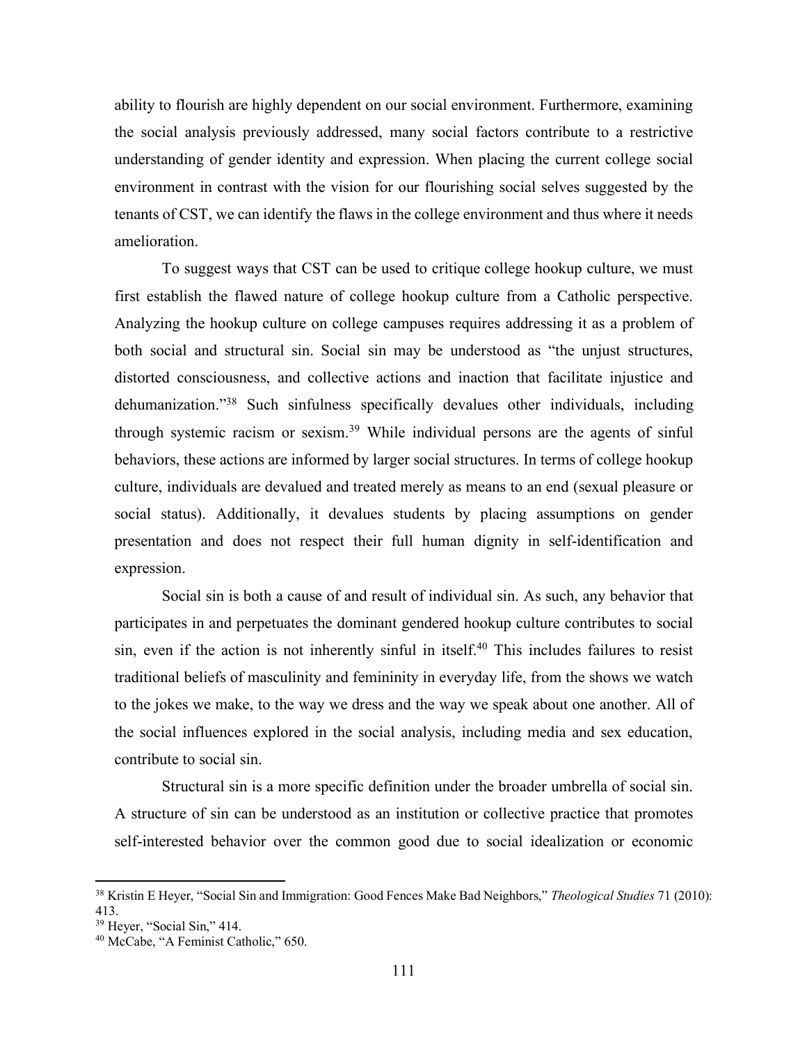ability to flourish are highly dependent on our social environment. Furthermore, examining the social analysis previously addressed, many social factors contribute to a restrictive understanding of gender identity and expression. When placing the current college social environment in contrast with the vision for our flourishing social selves suggested by the tenants of CST, we can identify the flaws in the college environment and thus where it needs amelioration.

To suggest ways that CST can be used to critique college hookup culture, we must first establish the flawed nature of college hookup culture from a Catholic perspective. Analyzing the hookup culture on college campuses requires addressing it as a problem of both social and structural sin. Social sin may be understood as "the unjust structures, distorted consciousness, and collective actions and inaction that facilitate injustice and dehumanization."[38] Such sinfulness specifically devalues other individuals, including through systemic racism or sexism.[39] While individual persons are the agents of sinful behaviors, these actions are informed by larger social structures. In terms of college hookup culture, individuals are devalued and treated merely as means to an end (sexual pleasure or social status). Additionally, it devalues students by placing assumptions on gender presentation and does not respect their full human dignity in self-identification and expression.

Social sin is both a cause of and result of individual sin. As such, any behavior that participates in and perpetuates the dominant gendered hookup culture contributes to social sin, even if the action is not inherently sinful in itself.[40] This includes failures to resist traditional beliefs of masculinity and femininity in everyday life, from the shows we watch to the jokes we make, to the way we dress and the way we speak about one another. All of the social influences explored in the social analysis, including media and sex education, contribute to social sin.

Structural sin is a more specific definition under the broader umbrella of social sin. A structure of sin can be understood as an institution or collective practice that promotes self-interested behavior over the common good due to social idealization or economic

---

[38] Kristin E Heyer, "Social Sin and Immigration: Good Fences Make Bad Neighbors," *Theological Studies* 71 (2010): 413.

[39] Heyer, "Social Sin," 414.

[40] McCabe, "A Feminist Catholic," 650.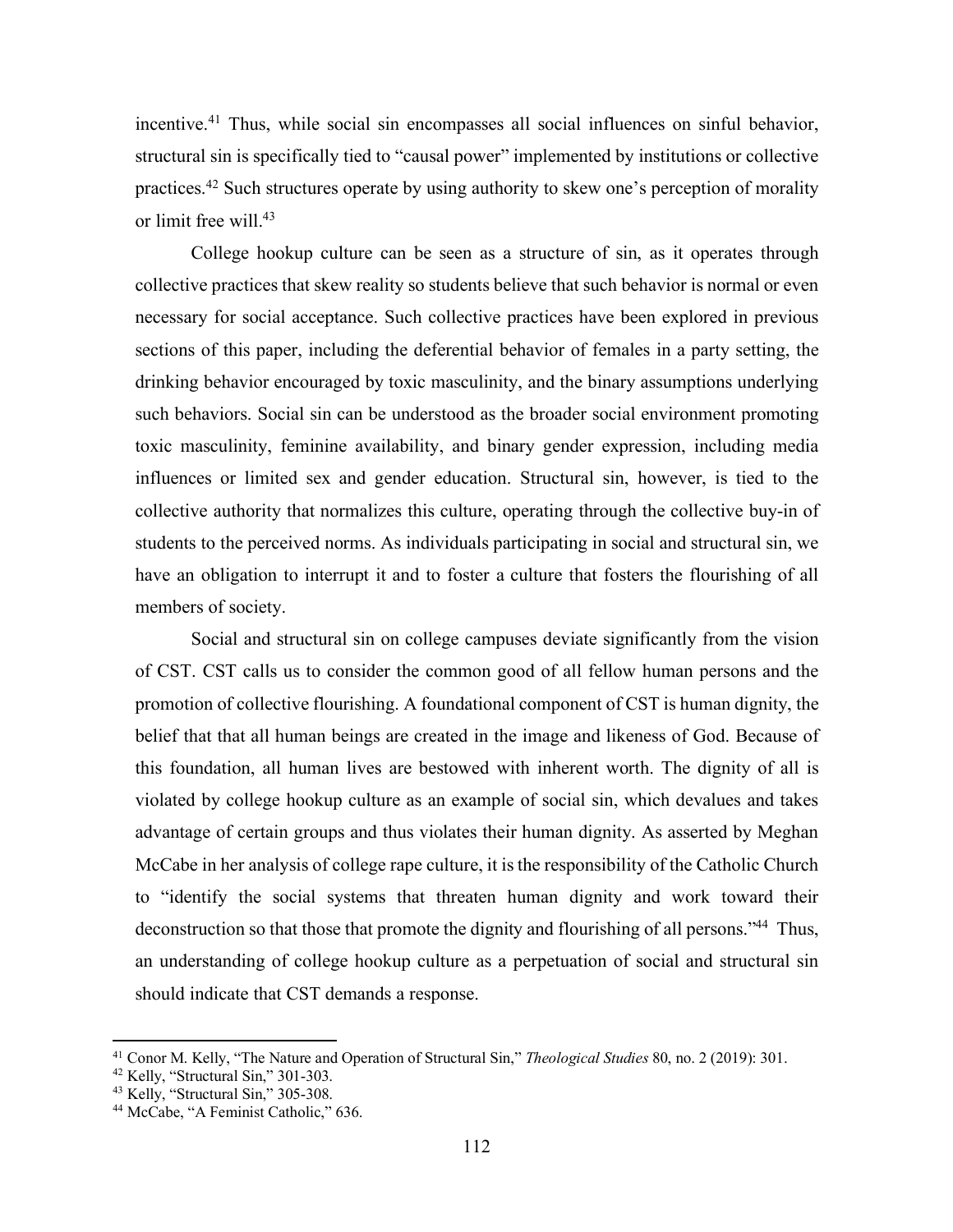incentive.[41] Thus, while social sin encompasses all social influences on sinful behavior, structural sin is specifically tied to "causal power" implemented by institutions or collective practices.[42] Such structures operate by using authority to skew one's perception of morality or limit free will.[43]

College hookup culture can be seen as a structure of sin, as it operates through collective practices that skew reality so students believe that such behavior is normal or even necessary for social acceptance. Such collective practices have been explored in previous sections of this paper, including the deferential behavior of females in a party setting, the drinking behavior encouraged by toxic masculinity, and the binary assumptions underlying such behaviors. Social sin can be understood as the broader social environment promoting toxic masculinity, feminine availability, and binary gender expression, including media influences or limited sex and gender education. Structural sin, however, is tied to the collective authority that normalizes this culture, operating through the collective buy-in of students to the perceived norms. As individuals participating in social and structural sin, we have an obligation to interrupt it and to foster a culture that fosters the flourishing of all members of society.

Social and structural sin on college campuses deviate significantly from the vision of CST. CST calls us to consider the common good of all fellow human persons and the promotion of collective flourishing. A foundational component of CST is human dignity, the belief that that all human beings are created in the image and likeness of God. Because of this foundation, all human lives are bestowed with inherent worth. The dignity of all is violated by college hookup culture as an example of social sin, which devalues and takes advantage of certain groups and thus violates their human dignity. As asserted by Meghan McCabe in her analysis of college rape culture, it is the responsibility of the Catholic Church to "identify the social systems that threaten human dignity and work toward their deconstruction so that those that promote the dignity and flourishing of all persons."[44] Thus, an understanding of college hookup culture as a perpetuation of social and structural sin should indicate that CST demands a response.

---

[41] Conor M. Kelly, "The Nature and Operation of Structural Sin," *Theological Studies* 80, no. 2 (2019): 301.

[42] Kelly, "Structural Sin," 301-303.

[43] Kelly, "Structural Sin," 305-308.

[44] McCabe, "A Feminist Catholic," 636.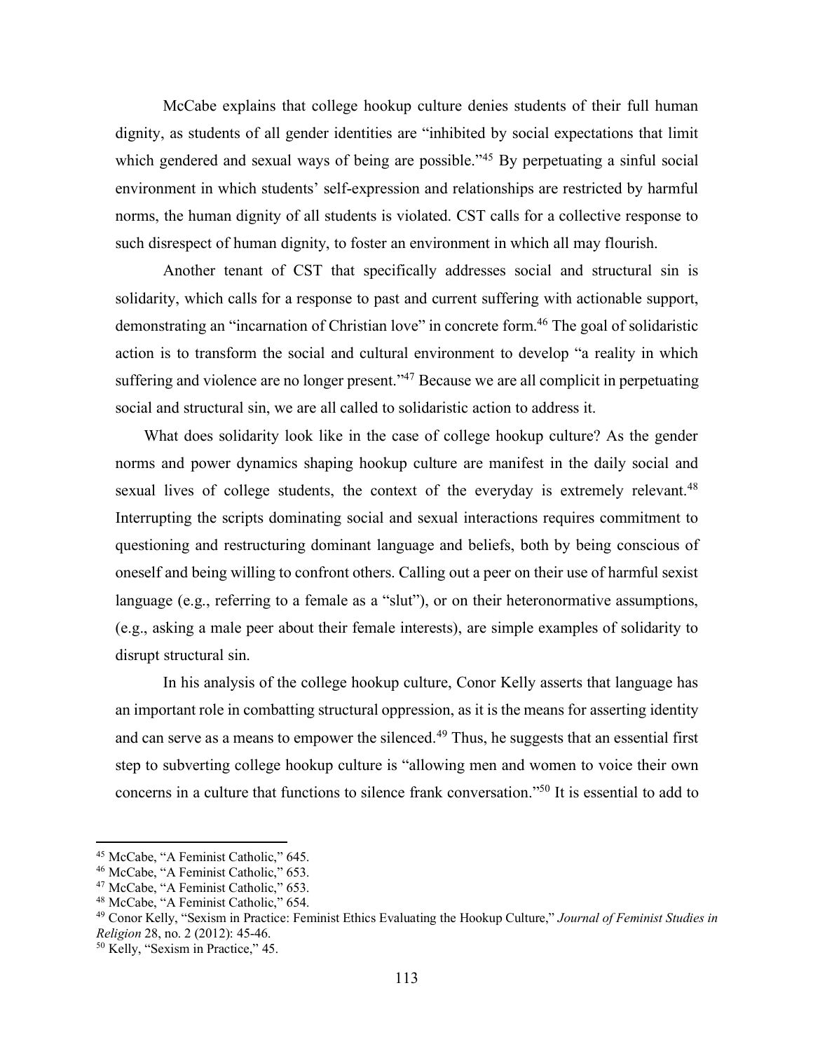McCabe explains that college hookup culture denies students of their full human dignity, as students of all gender identities are "inhibited by social expectations that limit which gendered and sexual ways of being are possible."[45] By perpetuating a sinful social environment in which students' self-expression and relationships are restricted by harmful norms, the human dignity of all students is violated. CST calls for a collective response to such disrespect of human dignity, to foster an environment in which all may flourish.

Another tenant of CST that specifically addresses social and structural sin is solidarity, which calls for a response to past and current suffering with actionable support, demonstrating an "incarnation of Christian love" in concrete form.[46] The goal of solidaristic action is to transform the social and cultural environment to develop "a reality in which suffering and violence are no longer present."[47] Because we are all complicit in perpetuating social and structural sin, we are all called to solidaristic action to address it.

What does solidarity look like in the case of college hookup culture? As the gender norms and power dynamics shaping hookup culture are manifest in the daily social and sexual lives of college students, the context of the everyday is extremely relevant.[48] Interrupting the scripts dominating social and sexual interactions requires commitment to questioning and restructuring dominant language and beliefs, both by being conscious of oneself and being willing to confront others. Calling out a peer on their use of harmful sexist language (e.g., referring to a female as a "slut"), or on their heteronormative assumptions, (e.g., asking a male peer about their female interests), are simple examples of solidarity to disrupt structural sin.

In his analysis of the college hookup culture, Conor Kelly asserts that language has an important role in combatting structural oppression, as it is the means for asserting identity and can serve as a means to empower the silenced.[49] Thus, he suggests that an essential first step to subverting college hookup culture is "allowing men and women to voice their own concerns in a culture that functions to silence frank conversation."[50] It is essential to add to

---

[45] McCabe, "A Feminist Catholic," 645.

[46] McCabe, "A Feminist Catholic," 653.

[47] McCabe, "A Feminist Catholic," 653.

[48] McCabe, "A Feminist Catholic," 654.

[49] Conor Kelly, "Sexism in Practice: Feminist Ethics Evaluating the Hookup Culture," *Journal of Feminist Studies in Religion* 28, no. 2 (2012): 45-46.

[50] Kelly, "Sexism in Practice," 45.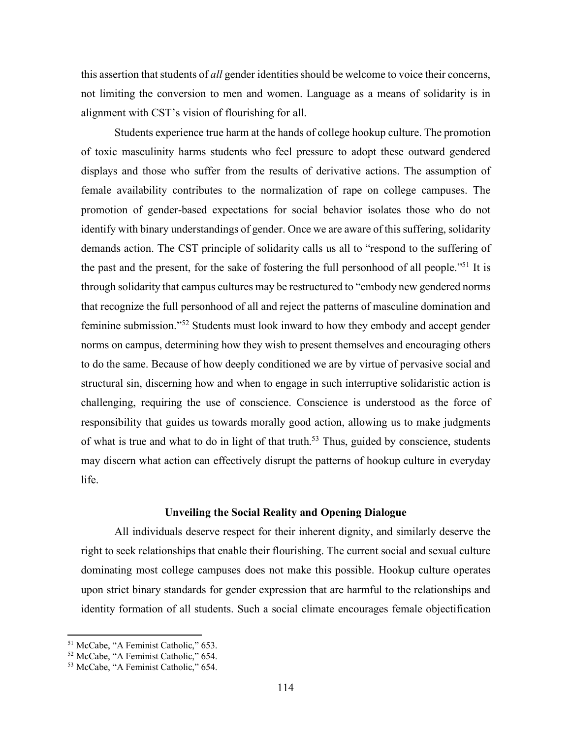this assertion that students of *all* gender identities should be welcome to voice their concerns, not limiting the conversion to men and women. Language as a means of solidarity is in alignment with CST's vision of flourishing for all.

Students experience true harm at the hands of college hookup culture. The promotion of toxic masculinity harms students who feel pressure to adopt these outward gendered displays and those who suffer from the results of derivative actions. The assumption of female availability contributes to the normalization of rape on college campuses. The promotion of gender-based expectations for social behavior isolates those who do not identify with binary understandings of gender. Once we are aware of this suffering, solidarity demands action. The CST principle of solidarity calls us all to "respond to the suffering of the past and the present, for the sake of fostering the full personhood of all people."[51] It is through solidarity that campus cultures may be restructured to "embody new gendered norms that recognize the full personhood of all and reject the patterns of masculine domination and feminine submission."[52] Students must look inward to how they embody and accept gender norms on campus, determining how they wish to present themselves and encouraging others to do the same. Because of how deeply conditioned we are by virtue of pervasive social and structural sin, discerning how and when to engage in such interruptive solidaristic action is challenging, requiring the use of conscience. Conscience is understood as the force of responsibility that guides us towards morally good action, allowing us to make judgments of what is true and what to do in light of that truth.[53] Thus, guided by conscience, students may discern what action can effectively disrupt the patterns of hookup culture in everyday life.

### Unveiling the Social Reality and Opening Dialogue

All individuals deserve respect for their inherent dignity, and similarly deserve the right to seek relationships that enable their flourishing. The current social and sexual culture dominating most college campuses does not make this possible. Hookup culture operates upon strict binary standards for gender expression that are harmful to the relationships and identity formation of all students. Such a social climate encourages female objectification

[51] McCabe, "A Feminist Catholic," 653.
[52] McCabe, "A Feminist Catholic," 654.
[53] McCabe, "A Feminist Catholic," 654.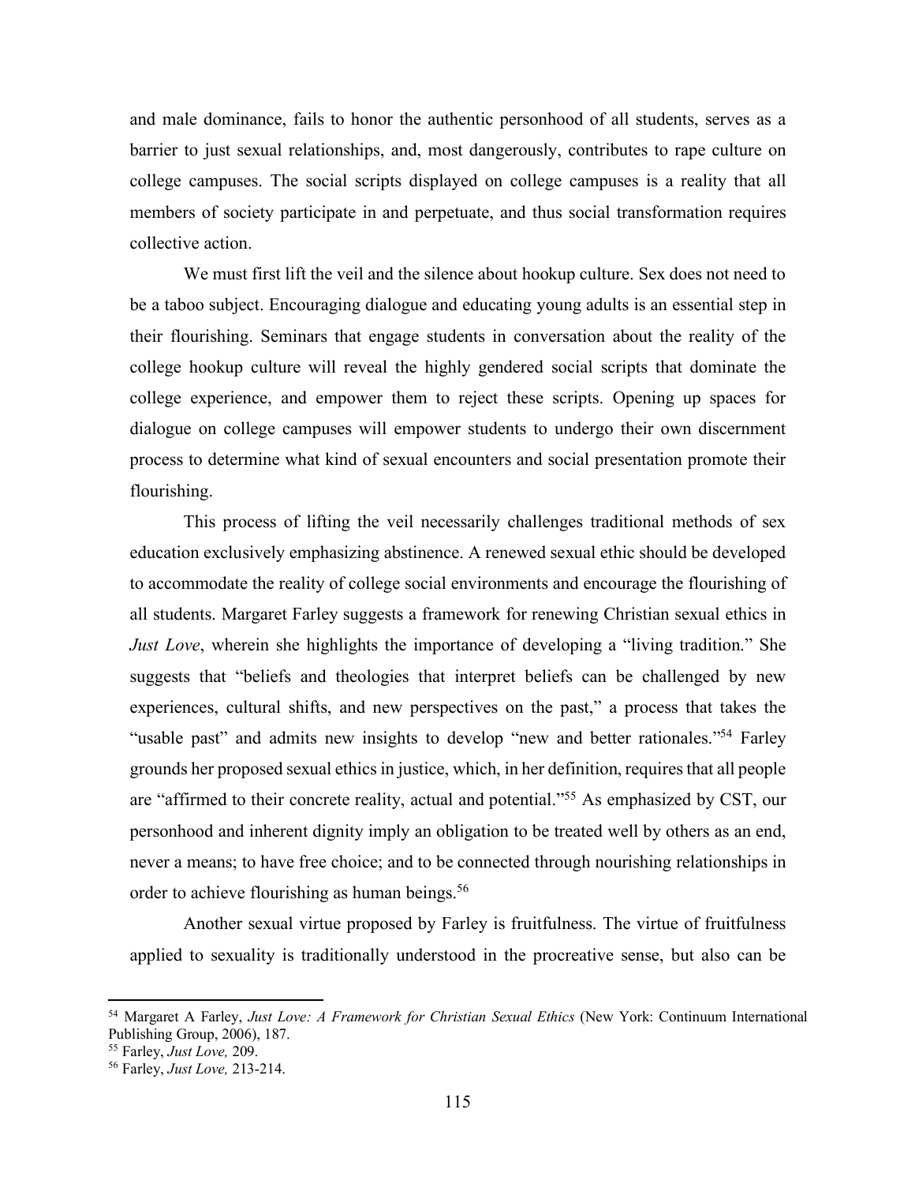and male dominance, fails to honor the authentic personhood of all students, serves as a barrier to just sexual relationships, and, most dangerously, contributes to rape culture on college campuses. The social scripts displayed on college campuses is a reality that all members of society participate in and perpetuate, and thus social transformation requires collective action.

We must first lift the veil and the silence about hookup culture. Sex does not need to be a taboo subject. Encouraging dialogue and educating young adults is an essential step in their flourishing. Seminars that engage students in conversation about the reality of the college hookup culture will reveal the highly gendered social scripts that dominate the college experience, and empower them to reject these scripts. Opening up spaces for dialogue on college campuses will empower students to undergo their own discernment process to determine what kind of sexual encounters and social presentation promote their flourishing.

This process of lifting the veil necessarily challenges traditional methods of sex education exclusively emphasizing abstinence. A renewed sexual ethic should be developed to accommodate the reality of college social environments and encourage the flourishing of all students. Margaret Farley suggests a framework for renewing Christian sexual ethics in *Just Love*, wherein she highlights the importance of developing a "living tradition." She suggests that "beliefs and theologies that interpret beliefs can be challenged by new experiences, cultural shifts, and new perspectives on the past," a process that takes the "usable past" and admits new insights to develop "new and better rationales."[54] Farley grounds her proposed sexual ethics in justice, which, in her definition, requires that all people are "affirmed to their concrete reality, actual and potential."[55] As emphasized by CST, our personhood and inherent dignity imply an obligation to be treated well by others as an end, never a means; to have free choice; and to be connected through nourishing relationships in order to achieve flourishing as human beings.[56]

Another sexual virtue proposed by Farley is fruitfulness. The virtue of fruitfulness applied to sexuality is traditionally understood in the procreative sense, but also can be

---

[54] Margaret A Farley, *Just Love: A Framework for Christian Sexual Ethics* (New York: Continuum International Publishing Group, 2006), 187.

[55] Farley, *Just Love,* 209.

[56] Farley, *Just Love,* 213-214.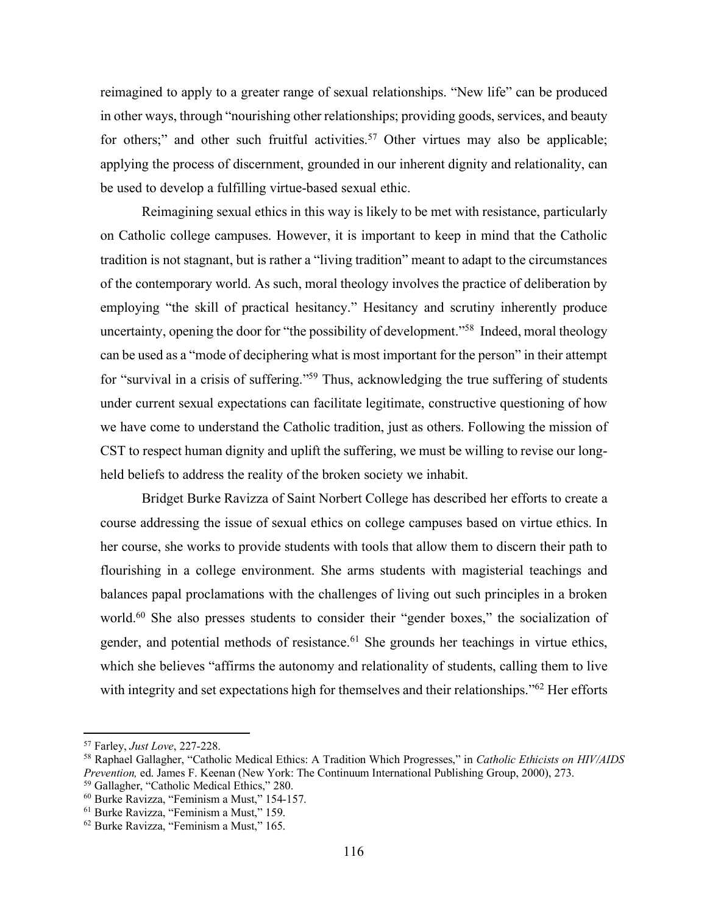reimagined to apply to a greater range of sexual relationships. "New life" can be produced in other ways, through "nourishing other relationships; providing goods, services, and beauty for others;" and other such fruitful activities.[57] Other virtues may also be applicable; applying the process of discernment, grounded in our inherent dignity and relationality, can be used to develop a fulfilling virtue-based sexual ethic.

Reimagining sexual ethics in this way is likely to be met with resistance, particularly on Catholic college campuses. However, it is important to keep in mind that the Catholic tradition is not stagnant, but is rather a "living tradition" meant to adapt to the circumstances of the contemporary world. As such, moral theology involves the practice of deliberation by employing "the skill of practical hesitancy." Hesitancy and scrutiny inherently produce uncertainty, opening the door for "the possibility of development."[58] Indeed, moral theology can be used as a "mode of deciphering what is most important for the person" in their attempt for "survival in a crisis of suffering."[59] Thus, acknowledging the true suffering of students under current sexual expectations can facilitate legitimate, constructive questioning of how we have come to understand the Catholic tradition, just as others. Following the mission of CST to respect human dignity and uplift the suffering, we must be willing to revise our long-held beliefs to address the reality of the broken society we inhabit.

Bridget Burke Ravizza of Saint Norbert College has described her efforts to create a course addressing the issue of sexual ethics on college campuses based on virtue ethics. In her course, she works to provide students with tools that allow them to discern their path to flourishing in a college environment. She arms students with magisterial teachings and balances papal proclamations with the challenges of living out such principles in a broken world.[60] She also presses students to consider their "gender boxes," the socialization of gender, and potential methods of resistance.[61] She grounds her teachings in virtue ethics, which she believes "affirms the autonomy and relationality of students, calling them to live with integrity and set expectations high for themselves and their relationships."[62] Her efforts

---

[57] Farley, *Just Love*, 227-228.

[58] Raphael Gallagher, "Catholic Medical Ethics: A Tradition Which Progresses," in *Catholic Ethicists on HIV/AIDS Prevention,* ed. James F. Keenan (New York: The Continuum International Publishing Group, 2000), 273.

[59] Gallagher, "Catholic Medical Ethics," 280.

[60] Burke Ravizza, "Feminism a Must," 154-157.

[61] Burke Ravizza, "Feminism a Must," 159.

[62] Burke Ravizza, "Feminism a Must," 165.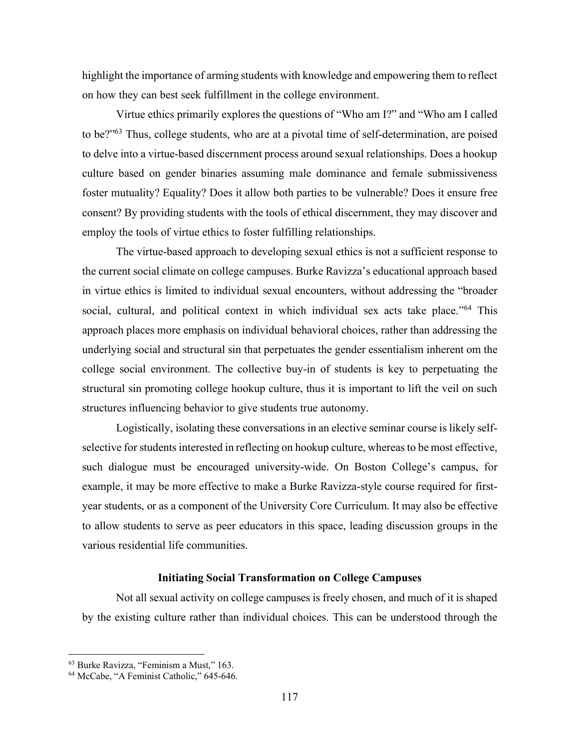highlight the importance of arming students with knowledge and empowering them to reflect on how they can best seek fulfillment in the college environment.

Virtue ethics primarily explores the questions of "Who am I?" and "Who am I called to be?"[63] Thus, college students, who are at a pivotal time of self-determination, are poised to delve into a virtue-based discernment process around sexual relationships. Does a hookup culture based on gender binaries assuming male dominance and female submissiveness foster mutuality? Equality? Does it allow both parties to be vulnerable? Does it ensure free consent? By providing students with the tools of ethical discernment, they may discover and employ the tools of virtue ethics to foster fulfilling relationships.

The virtue-based approach to developing sexual ethics is not a sufficient response to the current social climate on college campuses. Burke Ravizza's educational approach based in virtue ethics is limited to individual sexual encounters, without addressing the "broader social, cultural, and political context in which individual sex acts take place."[64] This approach places more emphasis on individual behavioral choices, rather than addressing the underlying social and structural sin that perpetuates the gender essentialism inherent om the college social environment. The collective buy-in of students is key to perpetuating the structural sin promoting college hookup culture, thus it is important to lift the veil on such structures influencing behavior to give students true autonomy.

Logistically, isolating these conversations in an elective seminar course is likely self-selective for students interested in reflecting on hookup culture, whereas to be most effective, such dialogue must be encouraged university-wide. On Boston College's campus, for example, it may be more effective to make a Burke Ravizza-style course required for first-year students, or as a component of the University Core Curriculum. It may also be effective to allow students to serve as peer educators in this space, leading discussion groups in the various residential life communities.

### Initiating Social Transformation on College Campuses

Not all sexual activity on college campuses is freely chosen, and much of it is shaped by the existing culture rather than individual choices. This can be understood through the

[63] Burke Ravizza, "Feminism a Must," 163.

[64] McCabe, "A Feminist Catholic," 645-646.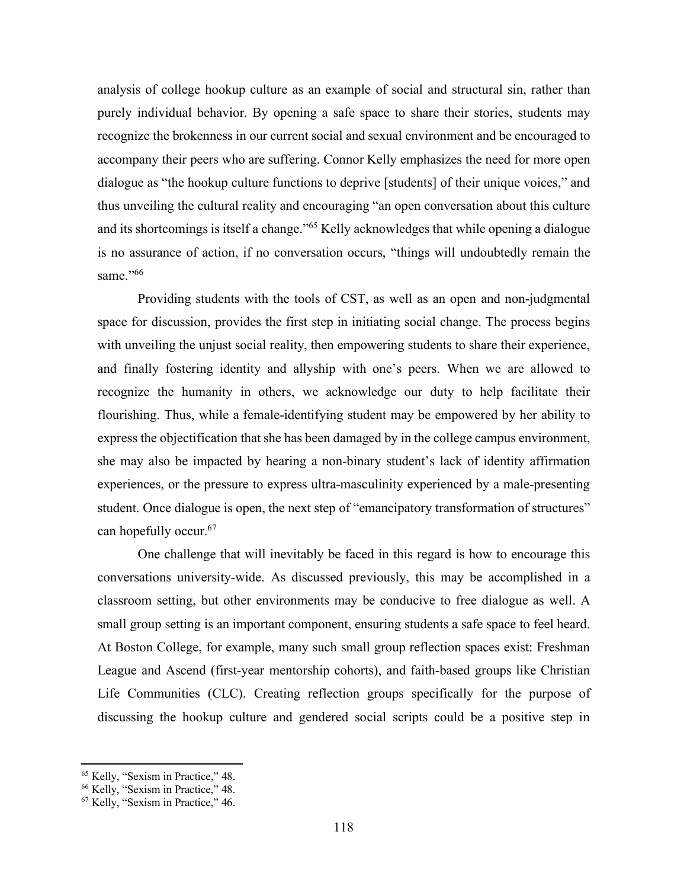analysis of college hookup culture as an example of social and structural sin, rather than purely individual behavior. By opening a safe space to share their stories, students may recognize the brokenness in our current social and sexual environment and be encouraged to accompany their peers who are suffering. Connor Kelly emphasizes the need for more open dialogue as "the hookup culture functions to deprive [students] of their unique voices," and thus unveiling the cultural reality and encouraging "an open conversation about this culture and its shortcomings is itself a change."[65] Kelly acknowledges that while opening a dialogue is no assurance of action, if no conversation occurs, "things will undoubtedly remain the same."[66]

Providing students with the tools of CST, as well as an open and non-judgmental space for discussion, provides the first step in initiating social change. The process begins with unveiling the unjust social reality, then empowering students to share their experience, and finally fostering identity and allyship with one's peers. When we are allowed to recognize the humanity in others, we acknowledge our duty to help facilitate their flourishing. Thus, while a female-identifying student may be empowered by her ability to express the objectification that she has been damaged by in the college campus environment, she may also be impacted by hearing a non-binary student's lack of identity affirmation experiences, or the pressure to express ultra-masculinity experienced by a male-presenting student. Once dialogue is open, the next step of "emancipatory transformation of structures" can hopefully occur.[67]

One challenge that will inevitably be faced in this regard is how to encourage this conversations university-wide. As discussed previously, this may be accomplished in a classroom setting, but other environments may be conducive to free dialogue as well. A small group setting is an important component, ensuring students a safe space to feel heard. At Boston College, for example, many such small group reflection spaces exist: Freshman League and Ascend (first-year mentorship cohorts), and faith-based groups like Christian Life Communities (CLC). Creating reflection groups specifically for the purpose of discussing the hookup culture and gendered social scripts could be a positive step in

---

[65] Kelly, "Sexism in Practice," 48.
[66] Kelly, "Sexism in Practice," 48.
[67] Kelly, "Sexism in Practice," 46.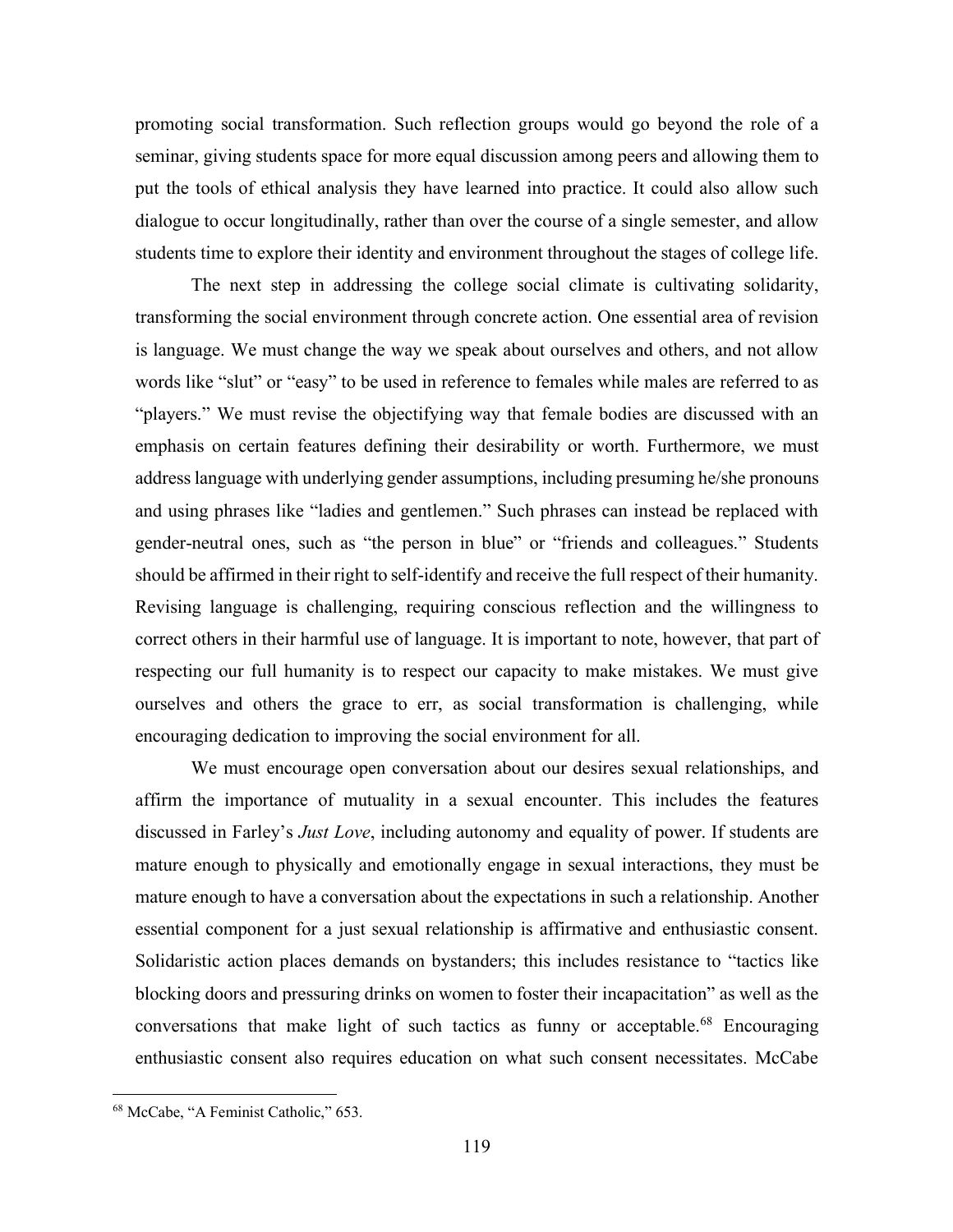promoting social transformation. Such reflection groups would go beyond the role of a seminar, giving students space for more equal discussion among peers and allowing them to put the tools of ethical analysis they have learned into practice. It could also allow such dialogue to occur longitudinally, rather than over the course of a single semester, and allow students time to explore their identity and environment throughout the stages of college life.

The next step in addressing the college social climate is cultivating solidarity, transforming the social environment through concrete action. One essential area of revision is language. We must change the way we speak about ourselves and others, and not allow words like "slut" or "easy" to be used in reference to females while males are referred to as "players." We must revise the objectifying way that female bodies are discussed with an emphasis on certain features defining their desirability or worth. Furthermore, we must address language with underlying gender assumptions, including presuming he/she pronouns and using phrases like "ladies and gentlemen." Such phrases can instead be replaced with gender-neutral ones, such as "the person in blue" or "friends and colleagues." Students should be affirmed in their right to self-identify and receive the full respect of their humanity. Revising language is challenging, requiring conscious reflection and the willingness to correct others in their harmful use of language. It is important to note, however, that part of respecting our full humanity is to respect our capacity to make mistakes. We must give ourselves and others the grace to err, as social transformation is challenging, while encouraging dedication to improving the social environment for all.

We must encourage open conversation about our desires sexual relationships, and affirm the importance of mutuality in a sexual encounter. This includes the features discussed in Farley's *Just Love*, including autonomy and equality of power. If students are mature enough to physically and emotionally engage in sexual interactions, they must be mature enough to have a conversation about the expectations in such a relationship. Another essential component for a just sexual relationship is affirmative and enthusiastic consent. Solidaristic action places demands on bystanders; this includes resistance to "tactics like blocking doors and pressuring drinks on women to foster their incapacitation" as well as the conversations that make light of such tactics as funny or acceptable.[68] Encouraging enthusiastic consent also requires education on what such consent necessitates. McCabe

[68] McCabe, "A Feminist Catholic," 653.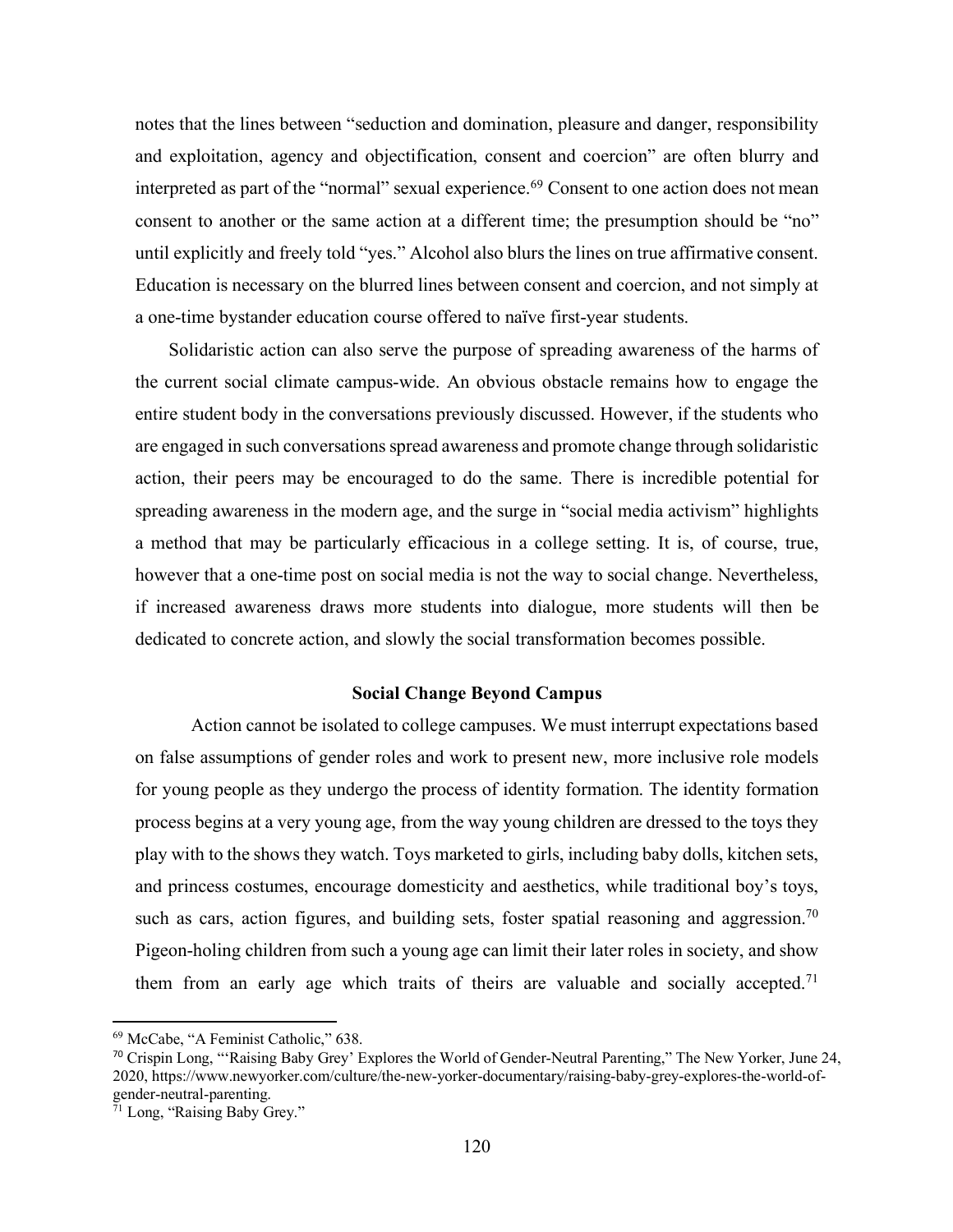notes that the lines between "seduction and domination, pleasure and danger, responsibility and exploitation, agency and objectification, consent and coercion" are often blurry and interpreted as part of the "normal" sexual experience.[69] Consent to one action does not mean consent to another or the same action at a different time; the presumption should be "no" until explicitly and freely told "yes." Alcohol also blurs the lines on true affirmative consent. Education is necessary on the blurred lines between consent and coercion, and not simply at a one-time bystander education course offered to naïve first-year students.

Solidaristic action can also serve the purpose of spreading awareness of the harms of the current social climate campus-wide. An obvious obstacle remains how to engage the entire student body in the conversations previously discussed. However, if the students who are engaged in such conversations spread awareness and promote change through solidaristic action, their peers may be encouraged to do the same. There is incredible potential for spreading awareness in the modern age, and the surge in "social media activism" highlights a method that may be particularly efficacious in a college setting. It is, of course, true, however that a one-time post on social media is not the way to social change. Nevertheless, if increased awareness draws more students into dialogue, more students will then be dedicated to concrete action, and slowly the social transformation becomes possible.

### Social Change Beyond Campus

Action cannot be isolated to college campuses. We must interrupt expectations based on false assumptions of gender roles and work to present new, more inclusive role models for young people as they undergo the process of identity formation. The identity formation process begins at a very young age, from the way young children are dressed to the toys they play with to the shows they watch. Toys marketed to girls, including baby dolls, kitchen sets, and princess costumes, encourage domesticity and aesthetics, while traditional boy's toys, such as cars, action figures, and building sets, foster spatial reasoning and aggression.[70] Pigeon-holing children from such a young age can limit their later roles in society, and show them from an early age which traits of theirs are valuable and socially accepted.[71]

---

[69] McCabe, "A Feminist Catholic," 638.

[70] Crispin Long, "'Raising Baby Grey' Explores the World of Gender-Neutral Parenting," The New Yorker, June 24, 2020, https://www.newyorker.com/culture/the-new-yorker-documentary/raising-baby-grey-explores-the-world-of-gender-neutral-parenting.

[71] Long, "Raising Baby Grey."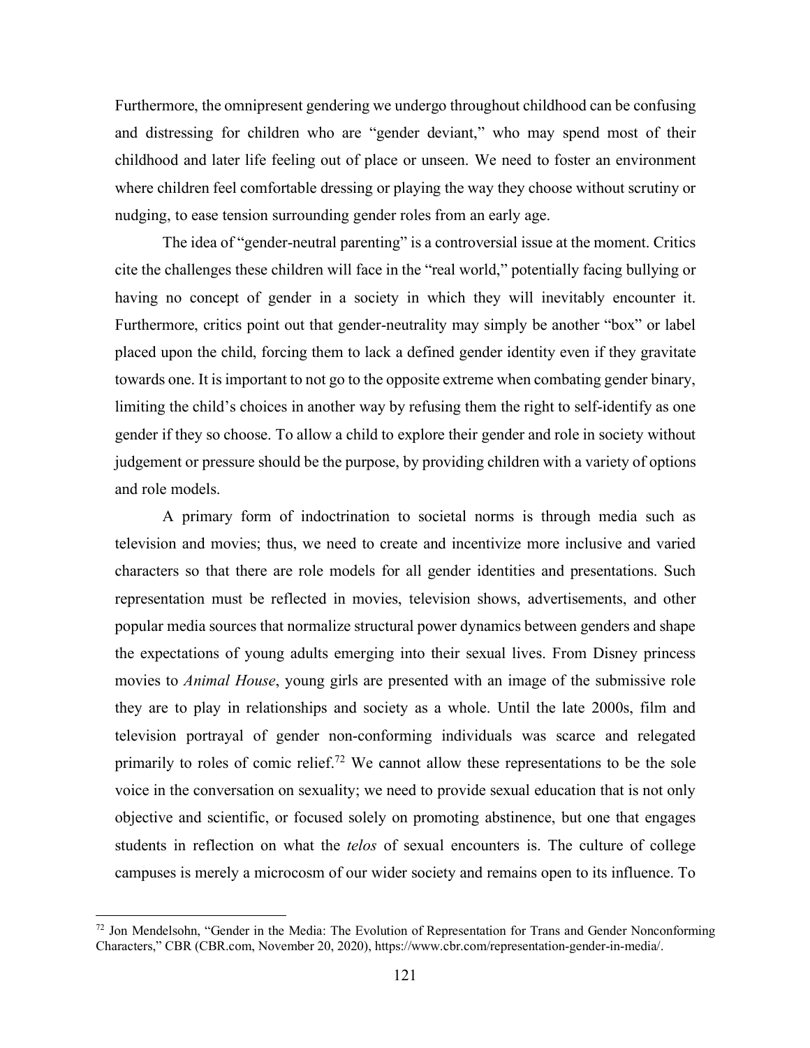Furthermore, the omnipresent gendering we undergo throughout childhood can be confusing and distressing for children who are "gender deviant," who may spend most of their childhood and later life feeling out of place or unseen. We need to foster an environment where children feel comfortable dressing or playing the way they choose without scrutiny or nudging, to ease tension surrounding gender roles from an early age.

The idea of "gender-neutral parenting" is a controversial issue at the moment. Critics cite the challenges these children will face in the "real world," potentially facing bullying or having no concept of gender in a society in which they will inevitably encounter it. Furthermore, critics point out that gender-neutrality may simply be another "box" or label placed upon the child, forcing them to lack a defined gender identity even if they gravitate towards one. It is important to not go to the opposite extreme when combating gender binary, limiting the child's choices in another way by refusing them the right to self-identify as one gender if they so choose. To allow a child to explore their gender and role in society without judgement or pressure should be the purpose, by providing children with a variety of options and role models.

A primary form of indoctrination to societal norms is through media such as television and movies; thus, we need to create and incentivize more inclusive and varied characters so that there are role models for all gender identities and presentations. Such representation must be reflected in movies, television shows, advertisements, and other popular media sources that normalize structural power dynamics between genders and shape the expectations of young adults emerging into their sexual lives. From Disney princess movies to *Animal House*, young girls are presented with an image of the submissive role they are to play in relationships and society as a whole. Until the late 2000s, film and television portrayal of gender non-conforming individuals was scarce and relegated primarily to roles of comic relief.[72] We cannot allow these representations to be the sole voice in the conversation on sexuality; we need to provide sexual education that is not only objective and scientific, or focused solely on promoting abstinence, but one that engages students in reflection on what the *telos* of sexual encounters is. The culture of college campuses is merely a microcosm of our wider society and remains open to its influence. To

[72] Jon Mendelsohn, "Gender in the Media: The Evolution of Representation for Trans and Gender Nonconforming Characters," CBR (CBR.com, November 20, 2020), https://www.cbr.com/representation-gender-in-media/.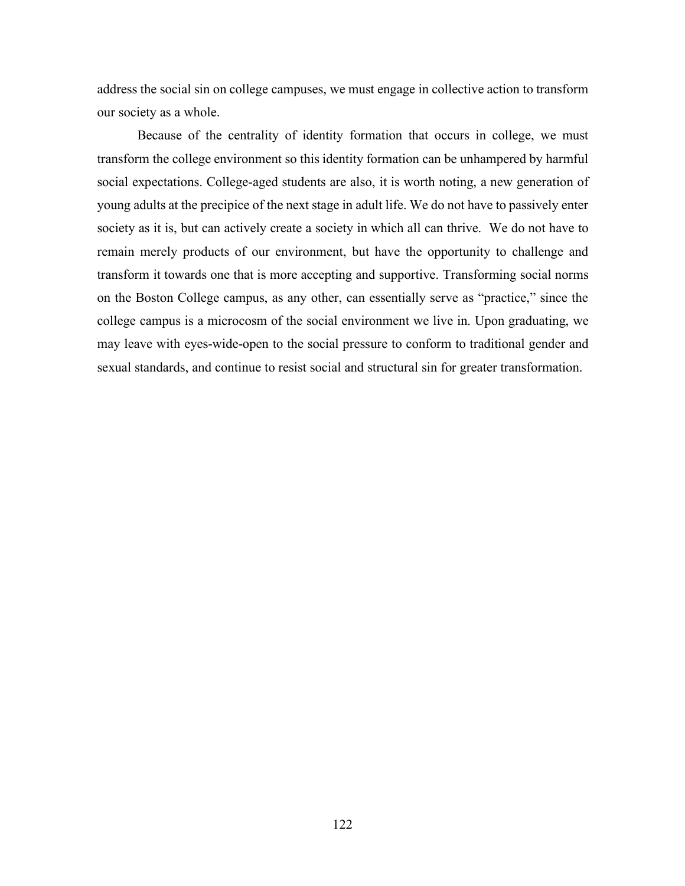address the social sin on college campuses, we must engage in collective action to transform our society as a whole.

Because of the centrality of identity formation that occurs in college, we must transform the college environment so this identity formation can be unhampered by harmful social expectations. College-aged students are also, it is worth noting, a new generation of young adults at the precipice of the next stage in adult life. We do not have to passively enter society as it is, but can actively create a society in which all can thrive. We do not have to remain merely products of our environment, but have the opportunity to challenge and transform it towards one that is more accepting and supportive. Transforming social norms on the Boston College campus, as any other, can essentially serve as "practice," since the college campus is a microcosm of the social environment we live in. Upon graduating, we may leave with eyes-wide-open to the social pressure to conform to traditional gender and sexual standards, and continue to resist social and structural sin for greater transformation.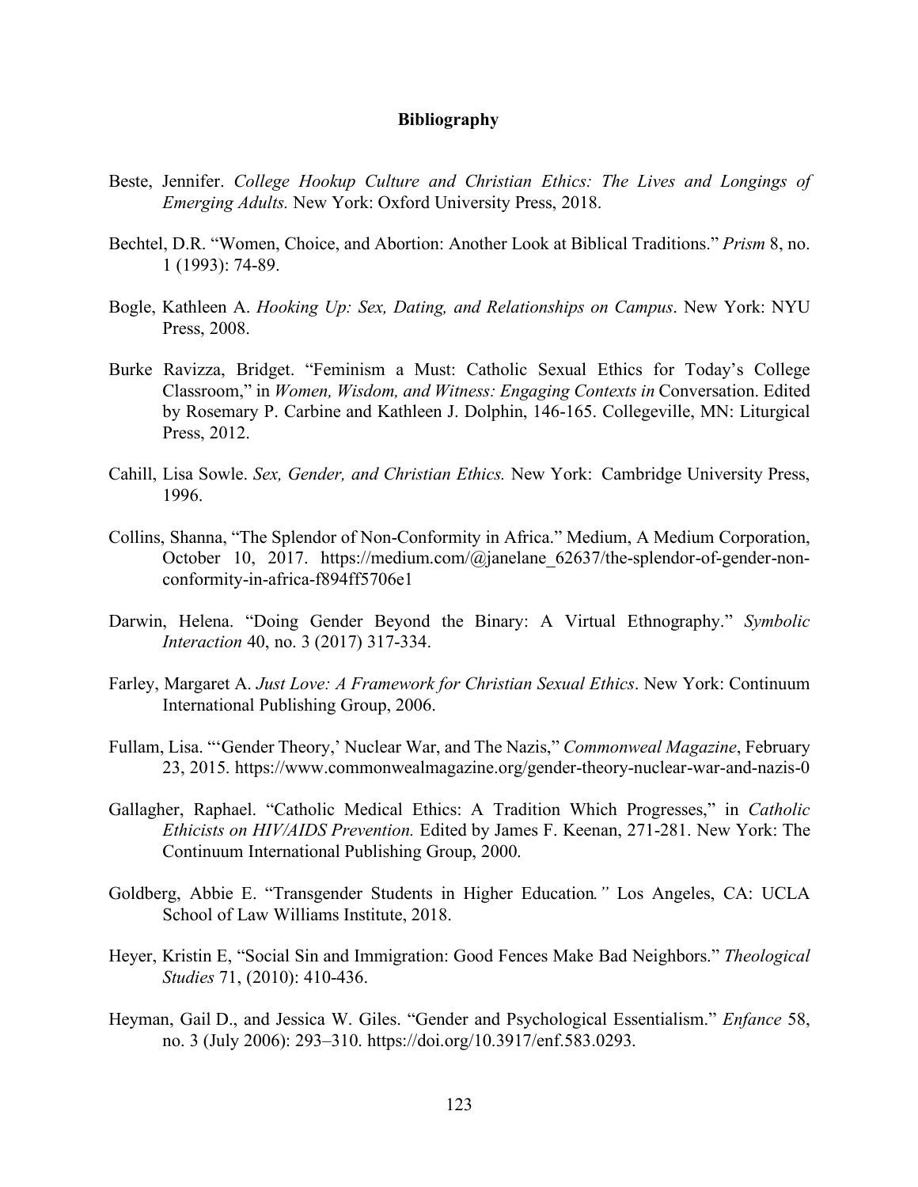**Bibliography**

Beste, Jennifer. *College Hookup Culture and Christian Ethics: The Lives and Longings of Emerging Adults.* New York: Oxford University Press, 2018.

Bechtel, D.R. "Women, Choice, and Abortion: Another Look at Biblical Traditions." *Prism* 8, no. 1 (1993): 74-89.

Bogle, Kathleen A. *Hooking Up: Sex, Dating, and Relationships on Campus*. New York: NYU Press, 2008.

Burke Ravizza, Bridget. "Feminism a Must: Catholic Sexual Ethics for Today's College Classroom," in *Women, Wisdom, and Witness: Engaging Contexts in* Conversation. Edited by Rosemary P. Carbine and Kathleen J. Dolphin, 146-165. Collegeville, MN: Liturgical Press, 2012.

Cahill, Lisa Sowle. *Sex, Gender, and Christian Ethics.* New York: Cambridge University Press, 1996.

Collins, Shanna, "The Splendor of Non-Conformity in Africa." Medium, A Medium Corporation, October 10, 2017. https://medium.com/@janelane_62637/the-splendor-of-gender-non-conformity-in-africa-f894ff5706e1

Darwin, Helena. "Doing Gender Beyond the Binary: A Virtual Ethnography." *Symbolic Interaction* 40, no. 3 (2017) 317-334.

Farley, Margaret A. *Just Love: A Framework for Christian Sexual Ethics*. New York: Continuum International Publishing Group, 2006.

Fullam, Lisa. "'Gender Theory,' Nuclear War, and The Nazis," *Commonweal Magazine*, February 23, 2015. https://www.commonwealmagazine.org/gender-theory-nuclear-war-and-nazis-0

Gallagher, Raphael. "Catholic Medical Ethics: A Tradition Which Progresses," in *Catholic Ethicists on HIV/AIDS Prevention.* Edited by James F. Keenan, 271-281. New York: The Continuum International Publishing Group, 2000.

Goldberg, Abbie E. "Transgender Students in Higher Education*."* Los Angeles, CA: UCLA School of Law Williams Institute, 2018.

Heyer, Kristin E, "Social Sin and Immigration: Good Fences Make Bad Neighbors." *Theological Studies* 71, (2010): 410-436.

Heyman, Gail D., and Jessica W. Giles. "Gender and Psychological Essentialism." *Enfance* 58, no. 3 (July 2006): 293–310. https://doi.org/10.3917/enf.583.0293.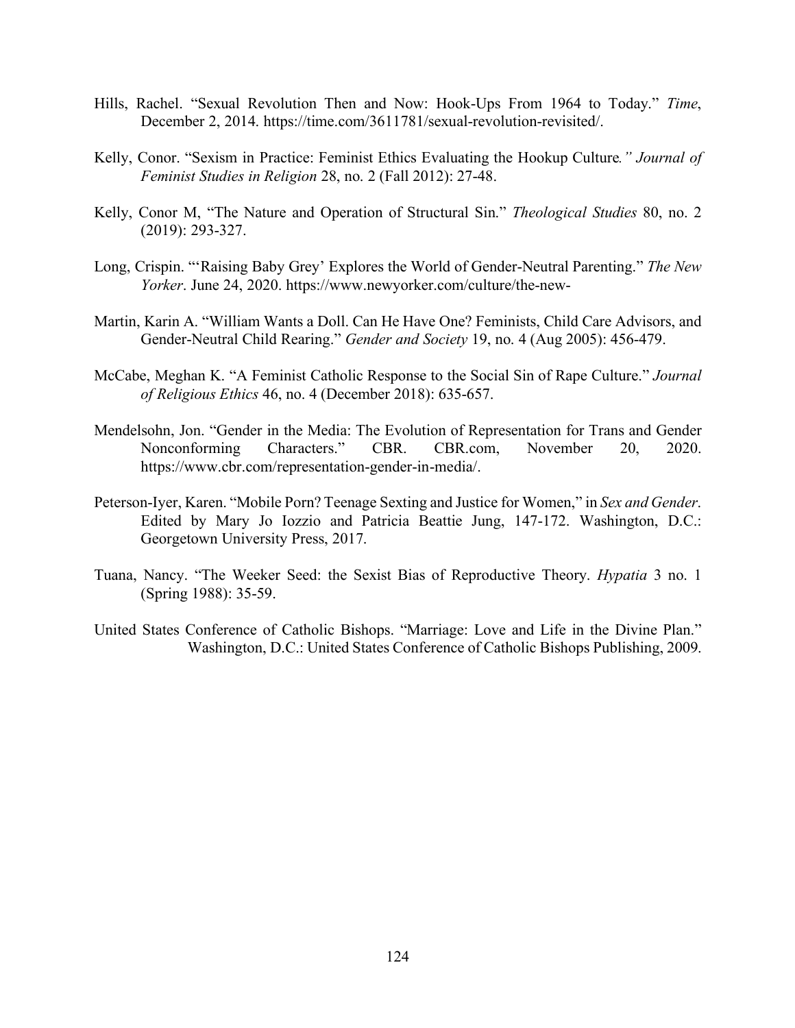Hills, Rachel. "Sexual Revolution Then and Now: Hook-Ups From 1964 to Today." *Time*, December 2, 2014. https://time.com/3611781/sexual-revolution-revisited/.

Kelly, Conor. "Sexism in Practice: Feminist Ethics Evaluating the Hookup Culture*." Journal of Feminist Studies in Religion* 28, no. 2 (Fall 2012): 27-48.

Kelly, Conor M, "The Nature and Operation of Structural Sin." *Theological Studies* 80, no. 2 (2019): 293-327.

Long, Crispin. "'Raising Baby Grey' Explores the World of Gender-Neutral Parenting." *The New Yorker*. June 24, 2020. https://www.newyorker.com/culture/the-new-

Martin, Karin A. "William Wants a Doll. Can He Have One? Feminists, Child Care Advisors, and Gender-Neutral Child Rearing." *Gender and Society* 19, no. 4 (Aug 2005): 456-479.

McCabe, Meghan K. "A Feminist Catholic Response to the Social Sin of Rape Culture." *Journal of Religious Ethics* 46, no. 4 (December 2018): 635-657.

Mendelsohn, Jon. "Gender in the Media: The Evolution of Representation for Trans and Gender Nonconforming Characters." CBR. CBR.com, November 20, 2020. https://www.cbr.com/representation-gender-in-media/.

Peterson-Iyer, Karen. "Mobile Porn? Teenage Sexting and Justice for Women," in *Sex and Gender*. Edited by Mary Jo Iozzio and Patricia Beattie Jung, 147-172. Washington, D.C.: Georgetown University Press, 2017.

Tuana, Nancy. "The Weeker Seed: the Sexist Bias of Reproductive Theory. *Hypatia* 3 no. 1 (Spring 1988): 35-59.

United States Conference of Catholic Bishops. "Marriage: Love and Life in the Divine Plan." Washington, D.C.: United States Conference of Catholic Bishops Publishing, 2009.